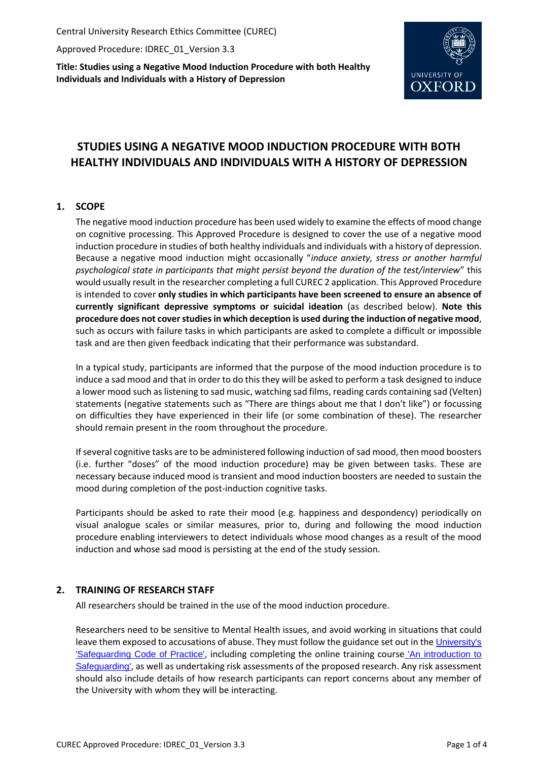Central University Research Ethics Committee (CUREC)

Approved Procedure: IDREC_01_Version 3.3

**Title: Studies using a Negative Mood Induction Procedure with both Healthy Individuals and Individuals with a History of Depression**

# STUDIES USING A NEGATIVE MOOD INDUCTION PROCEDURE WITH BOTH HEALTHY INDIVIDUALS AND INDIVIDUALS WITH A HISTORY OF DEPRESSION

## 1. SCOPE

The negative mood induction procedure has been used widely to examine the effects of mood change on cognitive processing. This Approved Procedure is designed to cover the use of a negative mood induction procedure in studies of both healthy individuals and individuals with a history of depression. Because a negative mood induction might occasionally "*induce anxiety, stress or another harmful psychological state in participants that might persist beyond the duration of the test/interview*" this would usually result in the researcher completing a full CUREC 2 application. This Approved Procedure is intended to cover **only studies in which participants have been screened to ensure an absence of currently significant depressive symptoms or suicidal ideation** (as described below). **Note this procedure does not cover studies in which deception is used during the induction of negative mood**, such as occurs with failure tasks in which participants are asked to complete a difficult or impossible task and are then given feedback indicating that their performance was substandard.

In a typical study, participants are informed that the purpose of the mood induction procedure is to induce a sad mood and that in order to do this they will be asked to perform a task designed to induce a lower mood such as listening to sad music, watching sad films, reading cards containing sad (Velten) statements (negative statements such as "There are things about me that I don't like") or focussing on difficulties they have experienced in their life (or some combination of these). The researcher should remain present in the room throughout the procedure.

If several cognitive tasks are to be administered following induction of sad mood, then mood boosters (i.e. further "doses" of the mood induction procedure) may be given between tasks. These are necessary because induced mood is transient and mood induction boosters are needed to sustain the mood during completion of the post-induction cognitive tasks.

Participants should be asked to rate their mood (e.g. happiness and despondency) periodically on visual analogue scales or similar measures, prior to, during and following the mood induction procedure enabling interviewers to detect individuals whose mood changes as a result of the mood induction and whose sad mood is persisting at the end of the study session.

## 2. TRAINING OF RESEARCH STAFF

All researchers should be trained in the use of the mood induction procedure.

Researchers need to be sensitive to Mental Health issues, and avoid working in situations that could leave them exposed to accusations of abuse. They must follow the guidance set out in the University's 'Safeguarding Code of Practice', including completing the online training course 'An introduction to Safeguarding', as well as undertaking risk assessments of the proposed research. Any risk assessment should also include details of how research participants can report concerns about any member of the University with whom they will be interacting.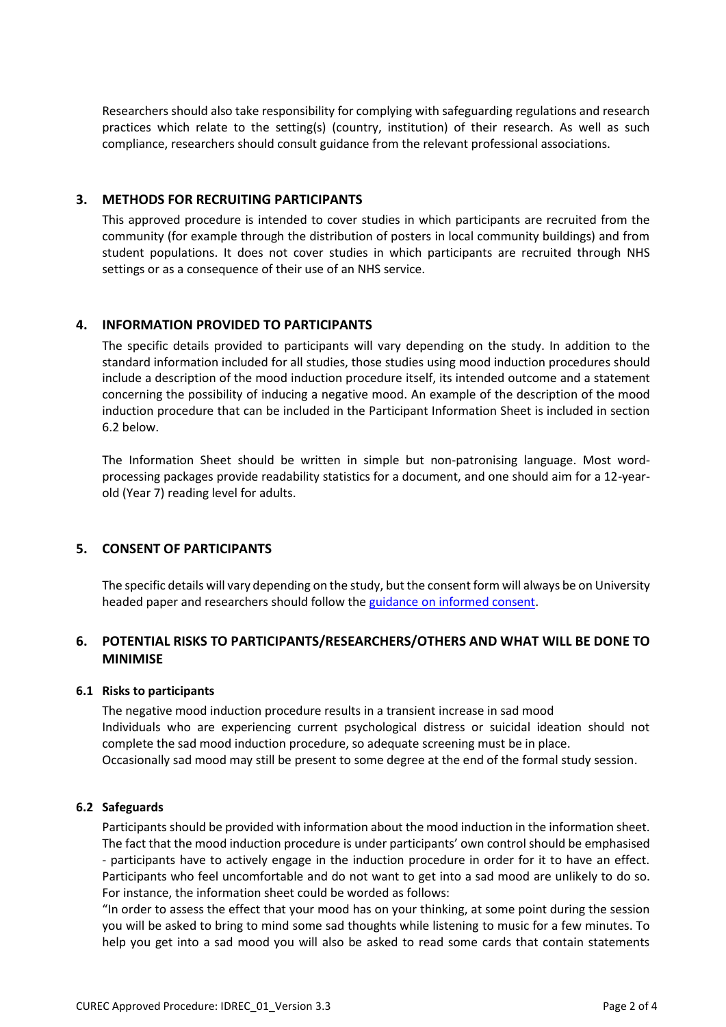Researchers should also take responsibility for complying with safeguarding regulations and research practices which relate to the setting(s) (country, institution) of their research. As well as such compliance, researchers should consult guidance from the relevant professional associations.

## 3. METHODS FOR RECRUITING PARTICIPANTS

This approved procedure is intended to cover studies in which participants are recruited from the community (for example through the distribution of posters in local community buildings) and from student populations. It does not cover studies in which participants are recruited through NHS settings or as a consequence of their use of an NHS service.

## 4. INFORMATION PROVIDED TO PARTICIPANTS

The specific details provided to participants will vary depending on the study. In addition to the standard information included for all studies, those studies using mood induction procedures should include a description of the mood induction procedure itself, its intended outcome and a statement concerning the possibility of inducing a negative mood. An example of the description of the mood induction procedure that can be included in the Participant Information Sheet is included in section 6.2 below.

The Information Sheet should be written in simple but non-patronising language. Most word-processing packages provide readability statistics for a document, and one should aim for a 12-year-old (Year 7) reading level for adults.

## 5. CONSENT OF PARTICIPANTS

The specific details will vary depending on the study, but the consent form will always be on University headed paper and researchers should follow the guidance on informed consent.

## 6. POTENTIAL RISKS TO PARTICIPANTS/RESEARCHERS/OTHERS AND WHAT WILL BE DONE TO MINIMISE

### 6.1 Risks to participants

The negative mood induction procedure results in a transient increase in sad mood
Individuals who are experiencing current psychological distress or suicidal ideation should not complete the sad mood induction procedure, so adequate screening must be in place.
Occasionally sad mood may still be present to some degree at the end of the formal study session.

### 6.2 Safeguards

Participants should be provided with information about the mood induction in the information sheet. The fact that the mood induction procedure is under participants' own control should be emphasised - participants have to actively engage in the induction procedure in order for it to have an effect. Participants who feel uncomfortable and do not want to get into a sad mood are unlikely to do so. For instance, the information sheet could be worded as follows:
"In order to assess the effect that your mood has on your thinking, at some point during the session you will be asked to bring to mind some sad thoughts while listening to music for a few minutes. To help you get into a sad mood you will also be asked to read some cards that contain statements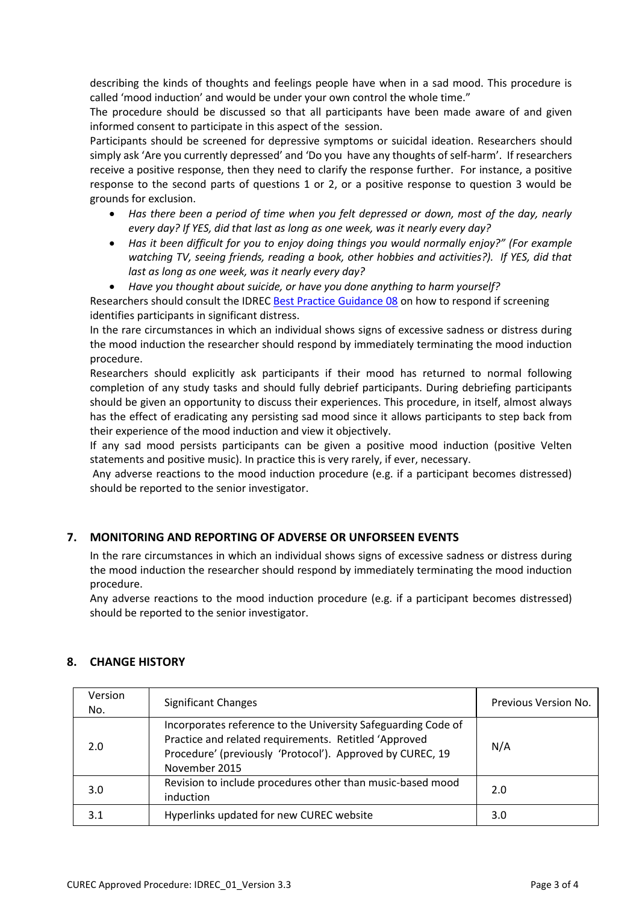describing the kinds of thoughts and feelings people have when in a sad mood. This procedure is called 'mood induction' and would be under your own control the whole time."

The procedure should be discussed so that all participants have been made aware of and given informed consent to participate in this aspect of the session.

Participants should be screened for depressive symptoms or suicidal ideation. Researchers should simply ask 'Are you currently depressed' and 'Do you have any thoughts of self-harm'. If researchers receive a positive response, then they need to clarify the response further. For instance, a positive response to the second parts of questions 1 or 2, or a positive response to question 3 would be grounds for exclusion.

- *Has there been a period of time when you felt depressed or down, most of the day, nearly every day? If YES, did that last as long as one week, was it nearly every day?*
- *Has it been difficult for you to enjoy doing things you would normally enjoy?" (For example watching TV, seeing friends, reading a book, other hobbies and activities?). If YES, did that last as long as one week, was it nearly every day?*
- *Have you thought about suicide, or have you done anything to harm yourself?*

Researchers should consult the IDREC Best Practice Guidance 08 on how to respond if screening identifies participants in significant distress.

In the rare circumstances in which an individual shows signs of excessive sadness or distress during the mood induction the researcher should respond by immediately terminating the mood induction procedure.

Researchers should explicitly ask participants if their mood has returned to normal following completion of any study tasks and should fully debrief participants. During debriefing participants should be given an opportunity to discuss their experiences. This procedure, in itself, almost always has the effect of eradicating any persisting sad mood since it allows participants to step back from their experience of the mood induction and view it objectively.

If any sad mood persists participants can be given a positive mood induction (positive Velten statements and positive music). In practice this is very rarely, if ever, necessary.

Any adverse reactions to the mood induction procedure (e.g. if a participant becomes distressed) should be reported to the senior investigator.

## 7. MONITORING AND REPORTING OF ADVERSE OR UNFORSEEN EVENTS

In the rare circumstances in which an individual shows signs of excessive sadness or distress during the mood induction the researcher should respond by immediately terminating the mood induction procedure.

Any adverse reactions to the mood induction procedure (e.g. if a participant becomes distressed) should be reported to the senior investigator.

## 8. CHANGE HISTORY

| Version No. | Significant Changes | Previous Version No. |
|---|---|---|
| 2.0 | Incorporates reference to the University Safeguarding Code of Practice and related requirements. Retitled 'Approved Procedure' (previously 'Protocol'). Approved by CUREC, 19 November 2015 | N/A |
| 3.0 | Revision to include procedures other than music-based mood induction | 2.0 |
| 3.1 | Hyperlinks updated for new CUREC website | 3.0 |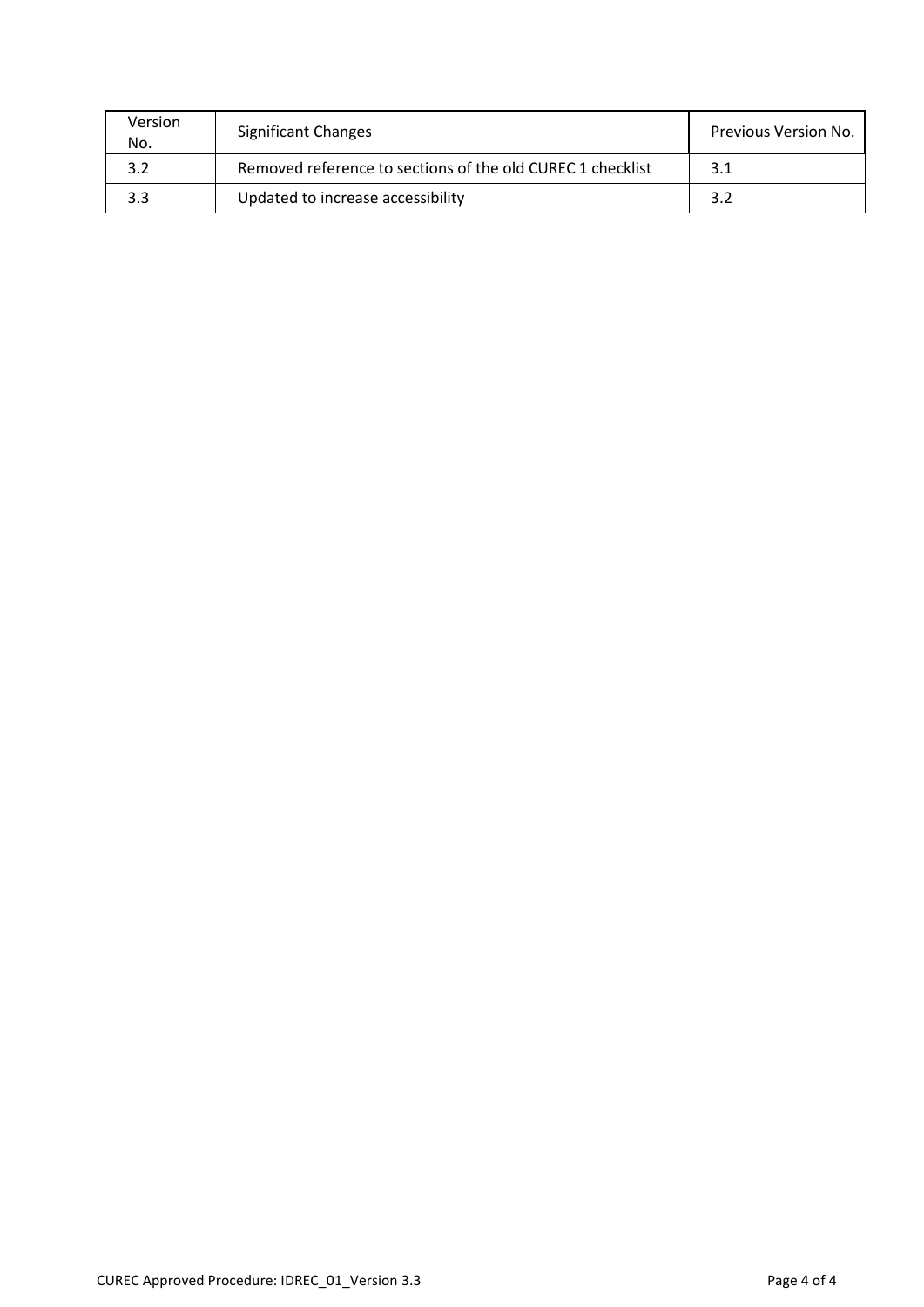| Version No. | Significant Changes | Previous Version No. |
|---|---|---|
| 3.2 | Removed reference to sections of the old CUREC 1 checklist | 3.1 |
| 3.3 | Updated to increase accessibility | 3.2 |